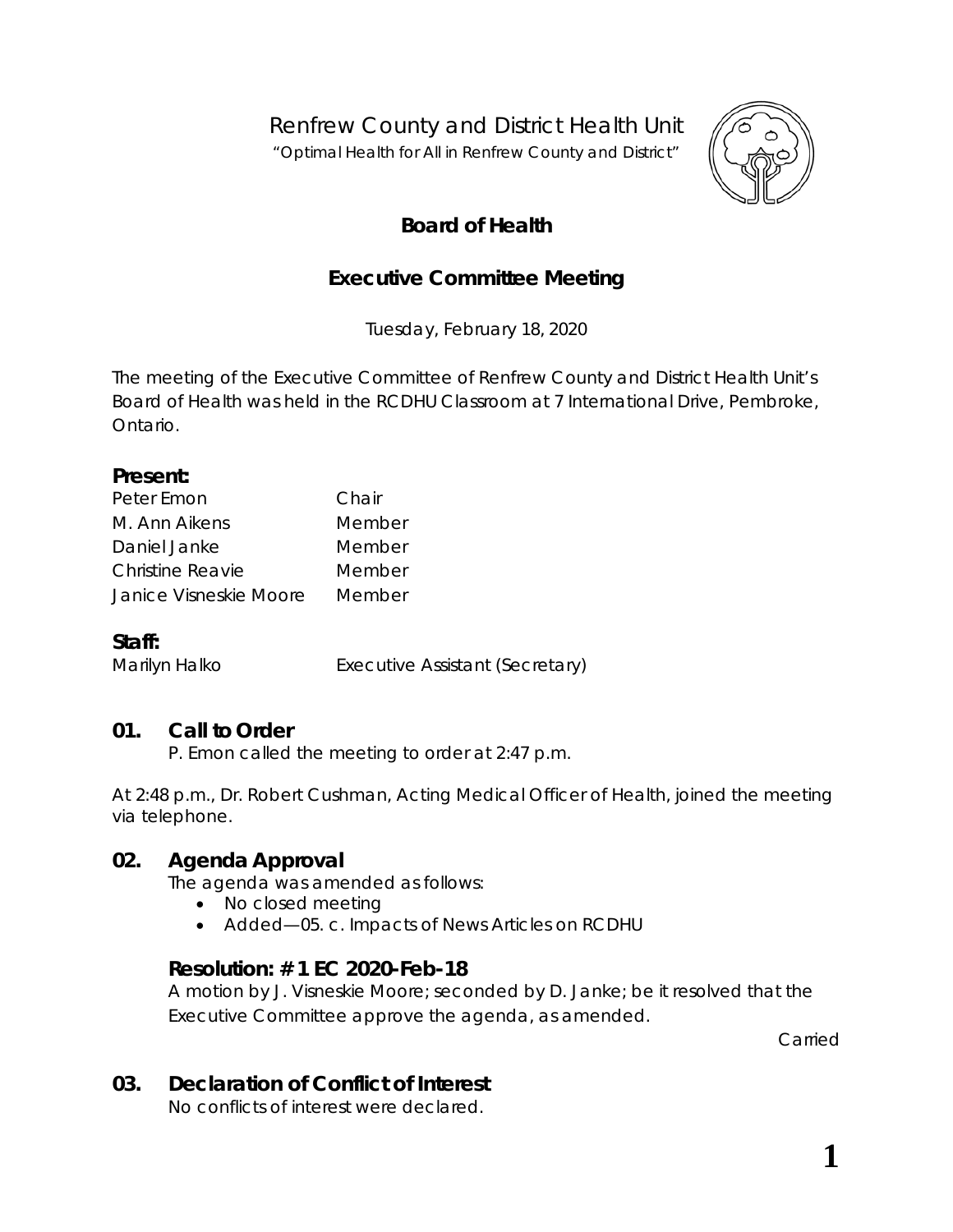# Renfrew County and District Health Unit

"Optimal Health for All in Renfrew County and District"

## Board of Health

## Executive Committee Meeting

Tuesday, February 18, 2020

The meeting of the Executive Committee of Renfrew County and District Health Unit's Board of Health was held in the RCDHU Classroom at 7 International Drive, Pembroke, Ontario.

**Present:**

| | |
|---|---|
| Peter Emon | Chair |
| M. Ann Aikens | Member |
| Daniel Janke | Member |
| Christine Reavie | Member |
| Janice Visneskie Moore | Member |

**Staff:**

| | |
|---|---|
| Marilyn Halko | Executive Assistant (Secretary) |

## 01. Call to Order

P. Emon called the meeting to order at 2:47 p.m.

At 2:48 p.m., Dr. Robert Cushman, Acting Medical Officer of Health, joined the meeting via telephone.

## 02. Agenda Approval

The agenda was amended as follows:

- No closed meeting
- Added—05. c. Impacts of News Articles on RCDHU

### Resolution: # 1 EC 2020-Feb-18

A motion by J. Visneskie Moore; seconded by D. Janke; be it resolved that the Executive Committee approve the agenda, as amended.

Carried

## 03. Declaration of Conflict of Interest

No conflicts of interest were declared.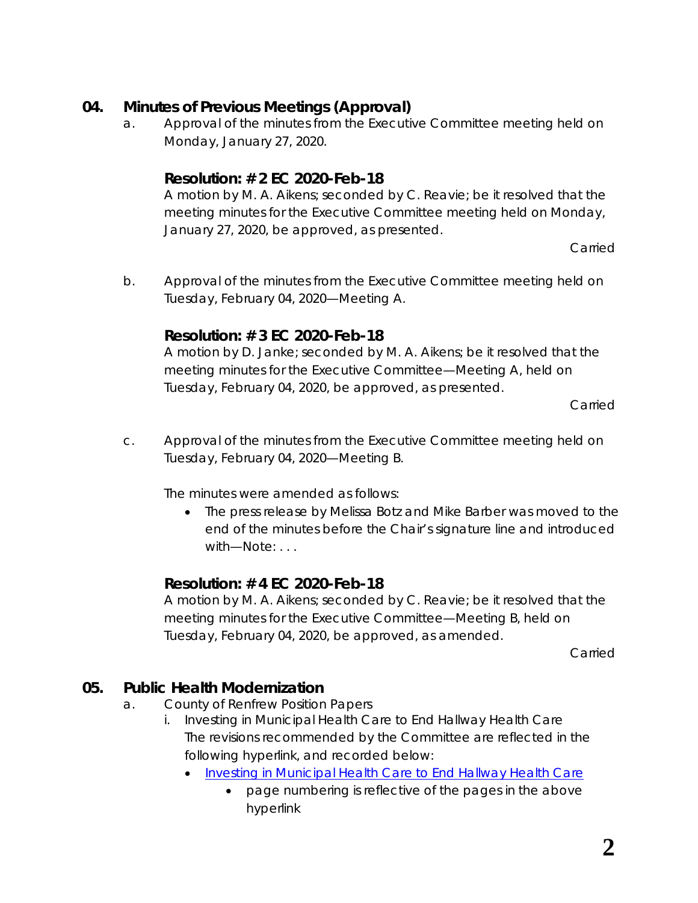## 04. Minutes of Previous Meetings (Approval)

a. Approval of the minutes from the Executive Committee meeting held on Monday, January 27, 2020.

### Resolution: # 2 EC 2020-Feb-18

A motion by M. A. Aikens; seconded by C. Reavie; be it resolved that the meeting minutes for the Executive Committee meeting held on Monday, January 27, 2020, be approved, as presented.

Carried

b. Approval of the minutes from the Executive Committee meeting held on Tuesday, February 04, 2020—Meeting A.

### Resolution: # 3 EC 2020-Feb-18

A motion by D. Janke; seconded by M. A. Aikens; be it resolved that the meeting minutes for the Executive Committee—Meeting A, held on Tuesday, February 04, 2020, be approved, as presented.

Carried

c. Approval of the minutes from the Executive Committee meeting held on Tuesday, February 04, 2020—Meeting B.

The minutes were amended as follows:

- The press release by Melissa Botz and Mike Barber was moved to the end of the minutes before the Chair's signature line and introduced with—Note: . . .

### Resolution: # 4 EC 2020-Feb-18

A motion by M. A. Aikens; seconded by C. Reavie; be it resolved that the meeting minutes for the Executive Committee—Meeting B, held on Tuesday, February 04, 2020, be approved, as amended.

Carried

## 05. Public Health Modernization

a. County of Renfrew Position Papers

i. Investing in Municipal Health Care to End Hallway Health Care
The revisions recommended by the Committee are reflected in the following hyperlink, and recorded below:

- Investing in Municipal Health Care to End Hallway Health Care
  - page numbering is reflective of the pages in the above hyperlink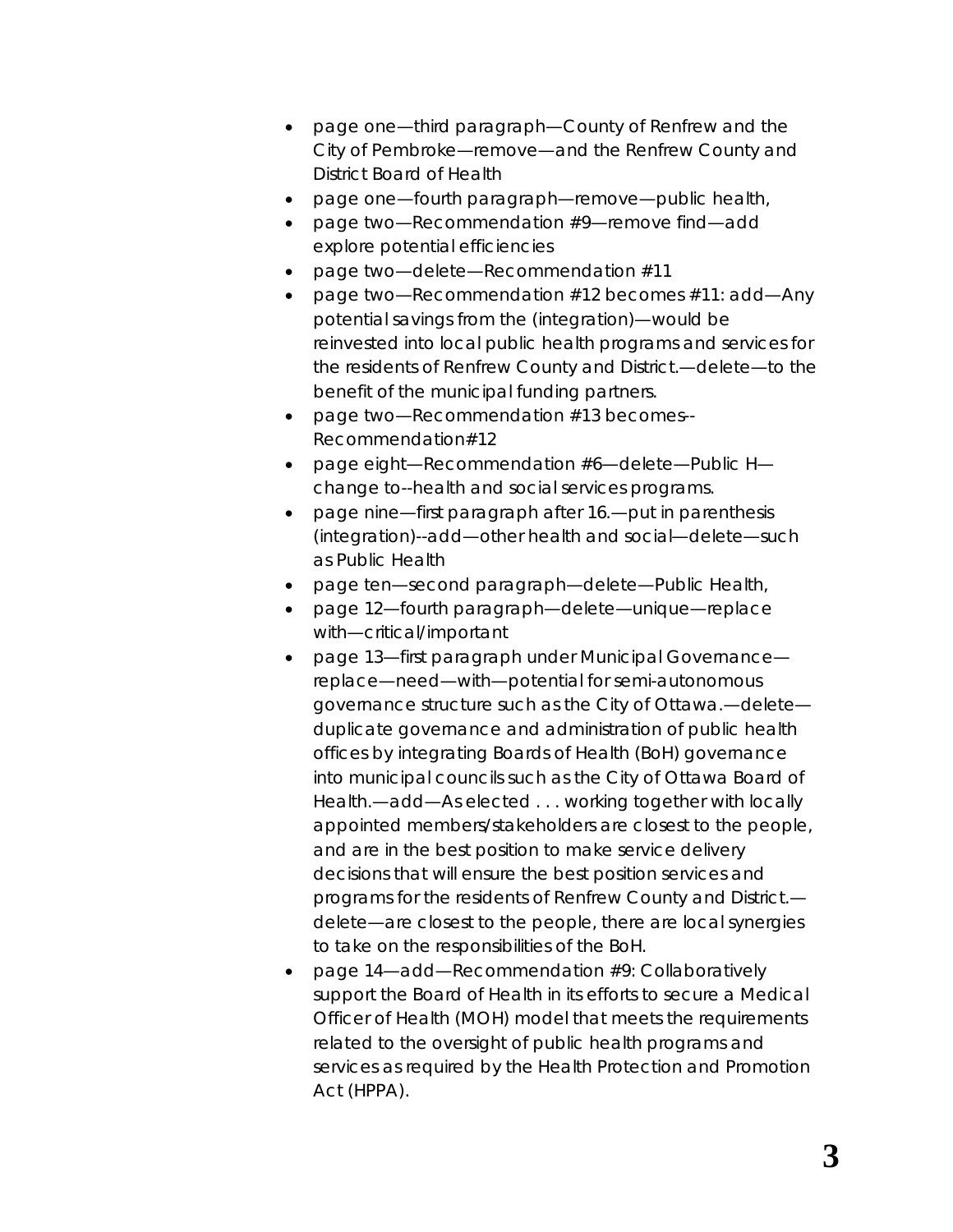- page one—third paragraph—County of Renfrew and the City of Pembroke—remove—and the Renfrew County and District Board of Health
- page one—fourth paragraph—remove—public health,
- page two—Recommendation #9—remove find—add explore potential efficiencies
- page two—delete—Recommendation #11
- page two—Recommendation #12 becomes #11: add—Any potential savings from the (integration)—would be reinvested into local public health programs and services for the residents of Renfrew County and District.—delete—to the benefit of the municipal funding partners.
- page two—Recommendation #13 becomes--Recommendation#12
- page eight—Recommendation #6—delete—Public H—change to--health and social services programs.
- page nine—first paragraph after 16.—put in parenthesis (integration)--add—other health and social—delete—such as Public Health
- page ten—second paragraph—delete—Public Health,
- page 12—fourth paragraph—delete—unique—replace with—critical/important
- page 13—first paragraph under Municipal Governance—replace—need—with—potential for semi-autonomous governance structure such as the City of Ottawa.—delete—duplicate governance and administration of public health offices by integrating Boards of Health (BoH) governance into municipal councils such as the City of Ottawa Board of Health.—add—As elected . . . working together with locally appointed members/stakeholders are closest to the people, and are in the best position to make service delivery decisions that will ensure the best position services and programs for the residents of Renfrew County and District.—delete—are closest to the people, there are local synergies to take on the responsibilities of the BoH.
- page 14—add—Recommendation #9: Collaboratively support the Board of Health in its efforts to secure a Medical Officer of Health (MOH) model that meets the requirements related to the oversight of public health programs and services as required by the Health Protection and Promotion Act (HPPA).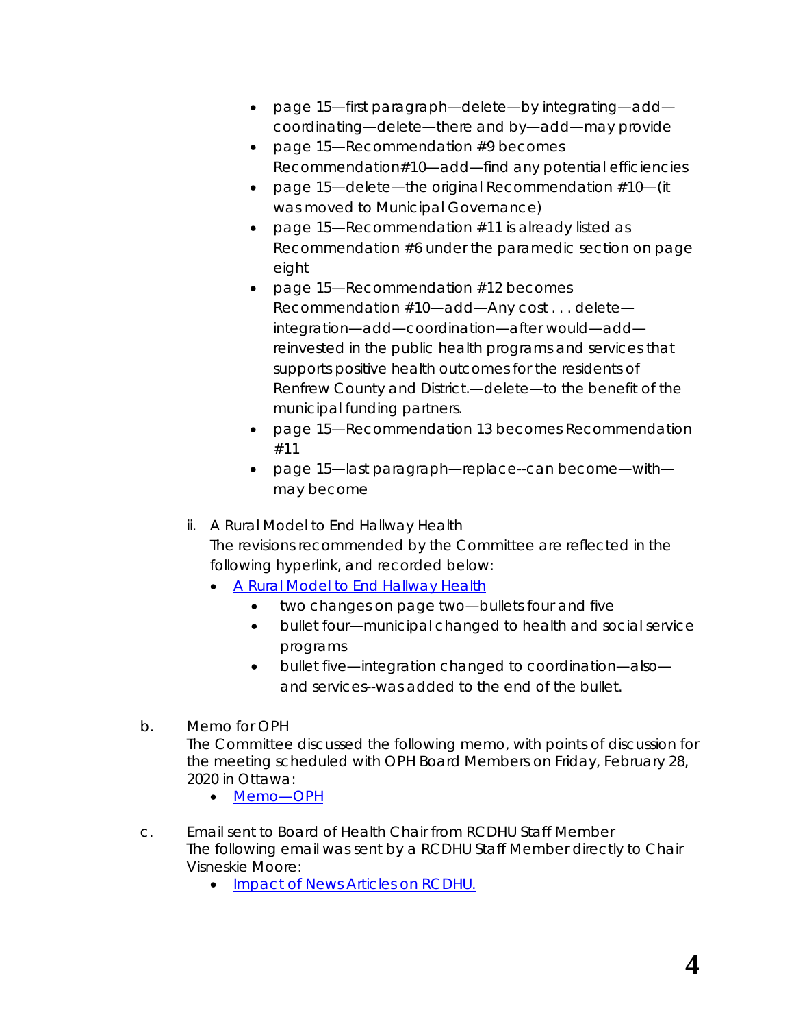- page 15—first paragraph—delete—by integrating—add—coordinating—delete—there and by—add—may provide
- page 15—Recommendation #9 becomes Recommendation#10—add—find any potential efficiencies
- page 15—delete—the original Recommendation #10—(it was moved to Municipal Governance)
- page 15—Recommendation #11 is already listed as Recommendation #6 under the paramedic section on page eight
- page 15—Recommendation #12 becomes Recommendation #10—add—Any cost . . . delete—integration—add—coordination—after would—add—reinvested in the public health programs and services that supports positive health outcomes for the residents of Renfrew County and District.—delete—to the benefit of the municipal funding partners.
- page 15—Recommendation 13 becomes Recommendation #11
- page 15—last paragraph—replace--can become—with—may become

ii. A Rural Model to End Hallway Health
The revisions recommended by the Committee are reflected in the following hyperlink, and recorded below:

- A Rural Model to End Hallway Health
  - two changes on page two—bullets four and five
  - bullet four—municipal changed to health and social service programs
  - bullet five—integration changed to coordination—also—and services--was added to the end of the bullet.

b. Memo for OPH
The Committee discussed the following memo, with points of discussion for the meeting scheduled with OPH Board Members on Friday, February 28, 2020 in Ottawa:

- Memo—OPH

c. Email sent to Board of Health Chair from RCDHU Staff Member
The following email was sent by a RCDHU Staff Member directly to Chair Visneskie Moore:

- Impact of News Articles on RCDHU.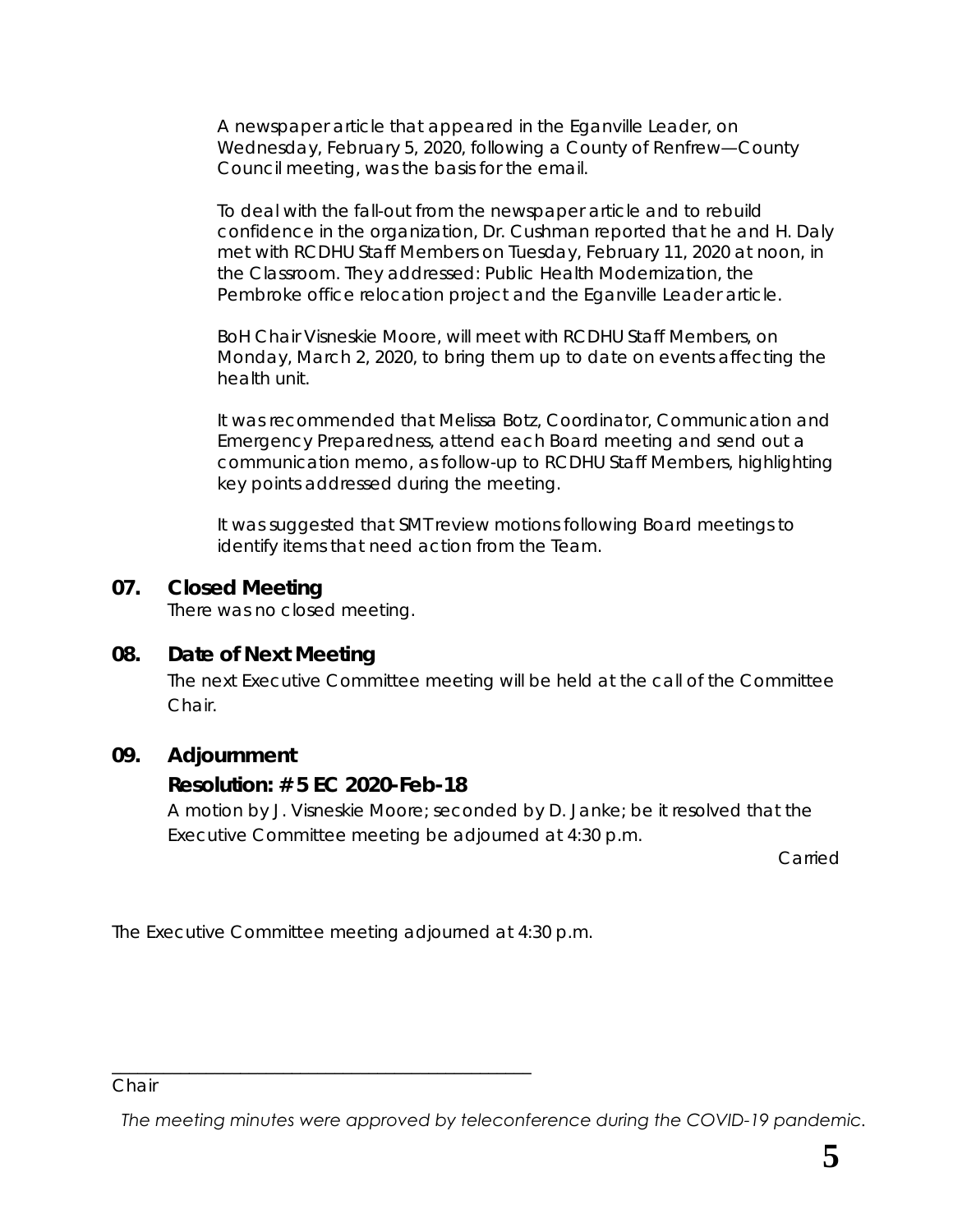A newspaper article that appeared in the Eganville Leader, on Wednesday, February 5, 2020, following a County of Renfrew—County Council meeting, was the basis for the email.

To deal with the fall-out from the newspaper article and to rebuild confidence in the organization, Dr. Cushman reported that he and H. Daly met with RCDHU Staff Members on Tuesday, February 11, 2020 at noon, in the Classroom. They addressed: Public Health Modernization, the Pembroke office relocation project and the Eganville Leader article.

BoH Chair Visneskie Moore, will meet with RCDHU Staff Members, on Monday, March 2, 2020, to bring them up to date on events affecting the health unit.

It was recommended that Melissa Botz, Coordinator, Communication and Emergency Preparedness, attend each Board meeting and send out a communication memo, as follow-up to RCDHU Staff Members, highlighting key points addressed during the meeting.

It was suggested that SMT review motions following Board meetings to identify items that need action from the Team.

## 07. Closed Meeting

There was no closed meeting.

## 08. Date of Next Meeting

The next Executive Committee meeting will be held at the call of the Committee Chair.

## 09. Adjournment

### Resolution: # 5 EC 2020-Feb-18

A motion by J. Visneskie Moore; seconded by D. Janke; be it resolved that the Executive Committee meeting be adjourned at 4:30 p.m.

Carried

The Executive Committee meeting adjourned at 4:30 p.m.

\_\_\_\_\_\_\_\_\_\_\_\_\_\_\_\_\_\_\_\_\_\_\_\_\_\_\_\_\_\_\_\_\_\_\_\_\_\_\_\_\_\_\_\_\_\_\_\_\_

Chair

*The meeting minutes were approved by teleconference during the COVID-19 pandemic.*